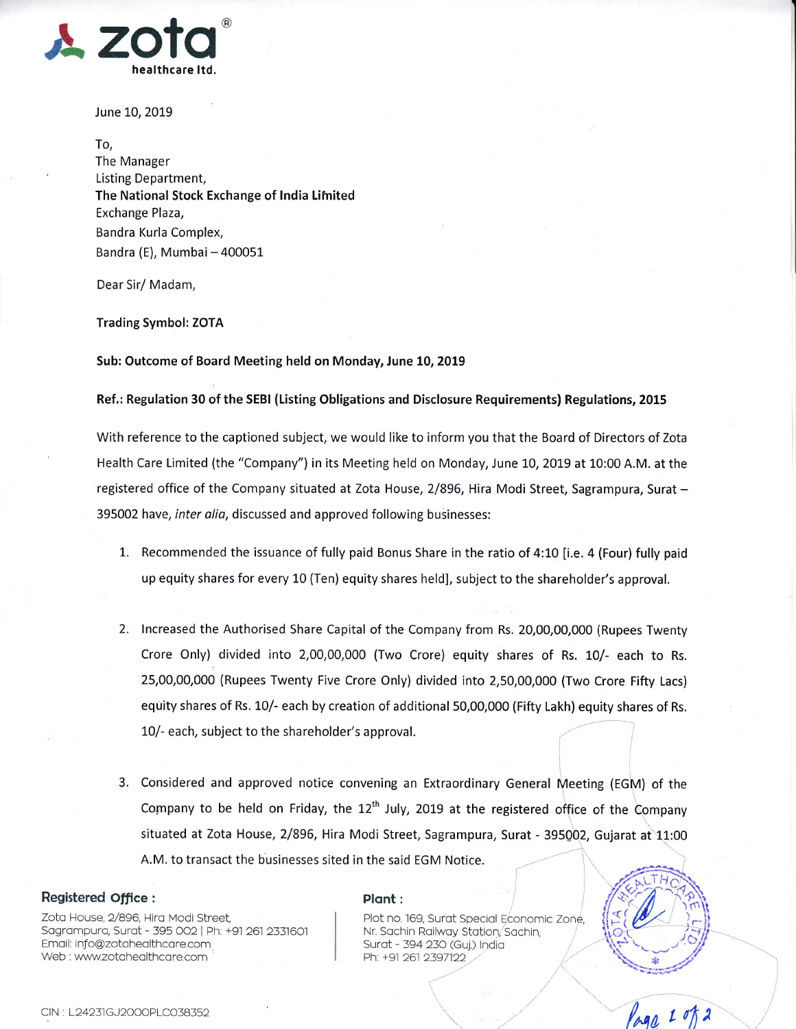**zota®**
**healthcare ltd.**

June 10, 2019

To,
The Manager
Listing Department,
**The National Stock Exchange of India Limited**
Exchange Plaza,
Bandra Kurla Complex,
Bandra (E), Mumbai – 400051

Dear Sir/ Madam,

**Trading Symbol: ZOTA**

**Sub: Outcome of Board Meeting held on Monday, June 10, 2019**

**Ref.: Regulation 30 of the SEBI (Listing Obligations and Disclosure Requirements) Regulations, 2015**

With reference to the captioned subject, we would like to inform you that the Board of Directors of Zota Health Care Limited (the "Company") in its Meeting held on Monday, June 10, 2019 at 10:00 A.M. at the registered office of the Company situated at Zota House, 2/896, Hira Modi Street, Sagrampura, Surat – 395002 have, *inter alia*, discussed and approved following businesses:

1. Recommended the issuance of fully paid Bonus Share in the ratio of 4:10 [i.e. 4 (Four) fully paid up equity shares for every 10 (Ten) equity shares held], subject to the shareholder's approval.

2. Increased the Authorised Share Capital of the Company from Rs. 20,00,00,000 (Rupees Twenty Crore Only) divided into 2,00,00,000 (Two Crore) equity shares of Rs. 10/- each to Rs. 25,00,00,000 (Rupees Twenty Five Crore Only) divided into 2,50,00,000 (Two Crore Fifty Lacs) equity shares of Rs. 10/- each by creation of additional 50,00,000 (Fifty Lakh) equity shares of Rs. 10/- each, subject to the shareholder's approval.

3. Considered and approved notice convening an Extraordinary General Meeting (EGM) of the Company to be held on Friday, the 12th July, 2019 at the registered office of the Company situated at Zota House, 2/896, Hira Modi Street, Sagrampura, Surat - 395002, Gujarat at 11:00 A.M. to transact the businesses sited in the said EGM Notice.

**Registered Office :**
Zota House, 2/896, Hira Modi Street,
Sagrampura, Surat - 395 002 | Ph: +91 261 2331601
Email: info@zotahealthcare.com
Web : www.zotahealthcare.com

**Plant :**
Plot no. 169, Surat Special Economic Zone,
Nr. Sachin Railway Station, Sachin,
Surat - 394 230 (Guj.) India
Ph: +91 261 2397122

CIN : L24231GJ2000PLC038352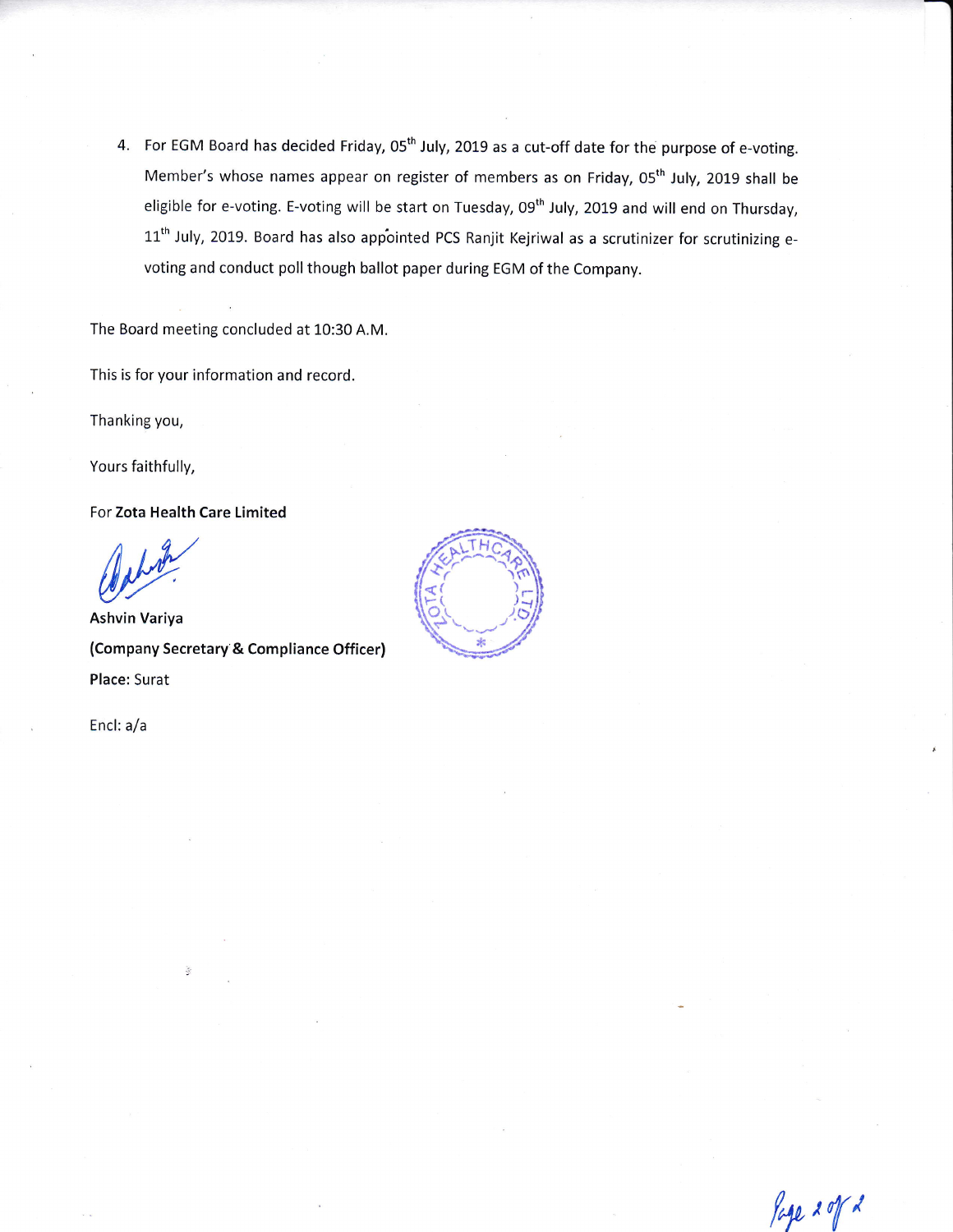4. For EGM Board has decided Friday, 05th July, 2019 as a cut-off date for the purpose of e-voting. Member's whose names appear on register of members as on Friday, 05th July, 2019 shall be eligible for e-voting. E-voting will be start on Tuesday, 09th July, 2019 and will end on Thursday, 11th July, 2019. Board has also appointed PCS Ranjit Kejriwal as a scrutinizer for scrutinizing e-voting and conduct poll though ballot paper during EGM of the Company.

The Board meeting concluded at 10:30 A.M.

This is for your information and record.

Thanking you,

Yours faithfully,

For **Zota Health Care Limited**

**Ashvin Variya**

**(Company Secretary & Compliance Officer)**

**Place:** Surat

Encl: a/a